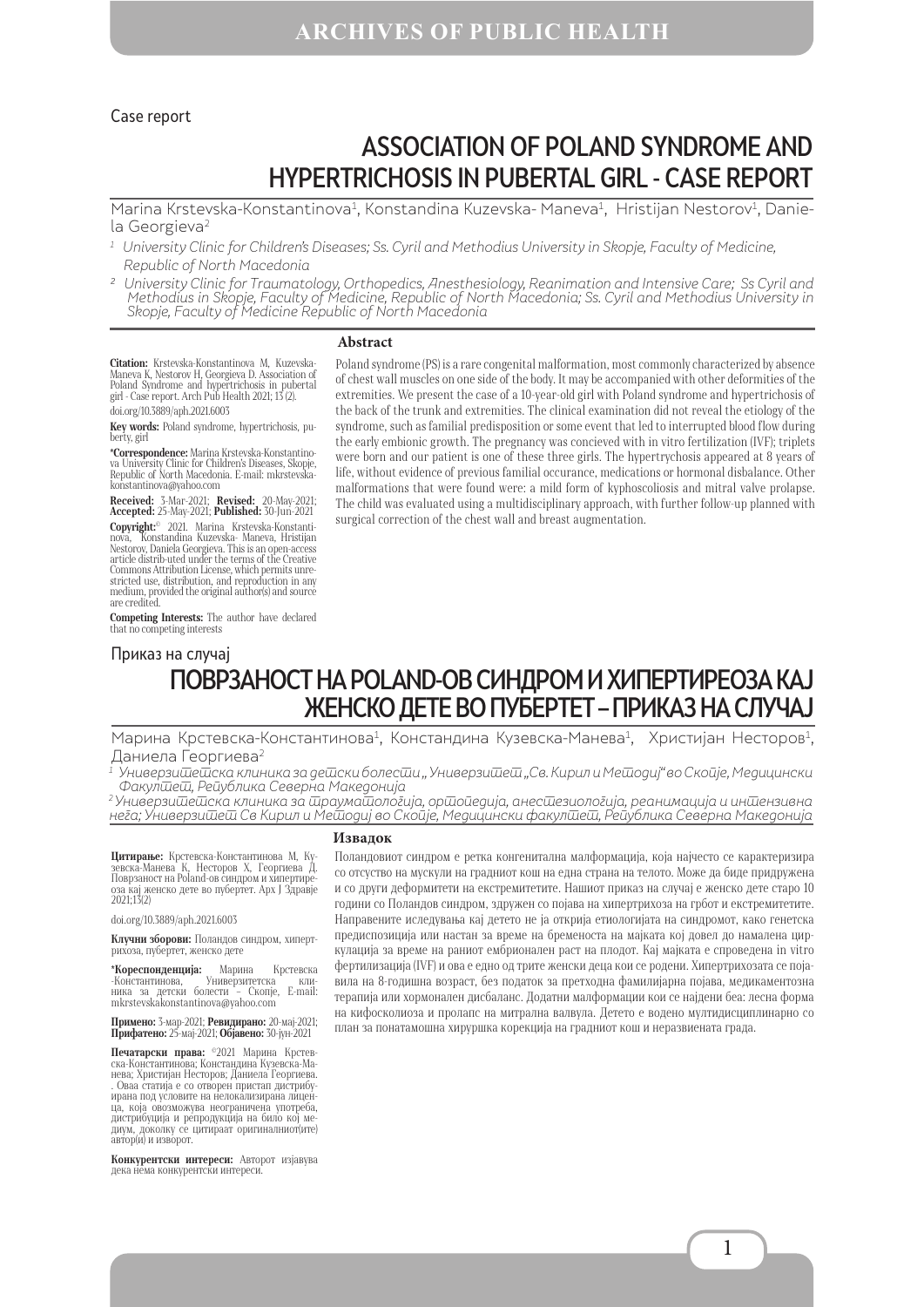Case report

# ASSOCIATION OF POLAND SYNDROME AND HYPERTRICHOSIS IN PUBERTAL GIRL - CASE REPORT

Marina Krstevska-Konstantinova[1], Konstandina Kuzevska- Maneva[1], Hristijan Nestorov[1], Daniela Georgieva[2]

[1] University Clinic for Children's Diseases; Ss. Cyril and Methodius University in Skopje, Faculty of Medicine, Republic of North Macedonia

[2] University Clinic for Traumatology, Orthopedics, Anesthesiology, Reanimation and Intensive Care; Ss Cyril and Methodius in Skopje, Faculty of Medicine, Republic of North Macedonia; Ss. Cyril and Methodius University in Skopje, Faculty of Medicine Republic of North Macedonia

**Citation:** Krstevska-Konstantinova M, Kuzevska-Maneva K, Nestorov H, Georgieva D. Association of Poland Syndrome and hypertrichosis in pubertal girl - Case report. Arch Pub Health 2021; 13 (2). doi.org/10.3889/aph.2021.6003

**Key words:** Poland syndrome, hypertrichosis, puberty, girl

**\*Correspondence:** Marina Krstevska-Konstantinova University Clinic for Children's Diseases, Skopje, Republic of North Macedonia. E-mail: mkrstevska-konstantinova@yahoo.com

**Received:** 3-Mar-2021; **Revised:** 20-May-2021; **Accepted:** 25-May-2021; **Published:** 30-Jun-2021

**Copyright:**© 2021. Marina Krstevska-Konstantinova, Konstandina Kuzevska- Maneva, Hristijan Nestorov, Daniela Georgieva. This is an open-access article distrib-uted under the terms of the Creative Commons Attribution License, which permits unrestricted use, distribution, and reproduction in any medium, provided the original author(s) and source are credited.

**Competing Interests:** The author have declared that no competing interests

## Abstract

Poland syndrome (PS) is a rare congenital malformation, most commonly characterized by absence of chest wall muscles on one side of the body. It may be accompanied with other deformities of the extremities. We present the case of a 10-year-old girl with Poland syndrome and hypertrichosis of the back of the trunk and extremities. The clinical examination did not reveal the etiology of the syndrome, such as familial predisposition or some event that led to interrupted blood flow during the early embionic growth. The pregnancy was concieved with in vitro fertilization (IVF); triplets were born and our patient is one of these three girls. The hypertrychosis appeared at 8 years of life, without evidence of previous familial occurance, medications or hormonal disbalance. Other malformations that were found were: a mild form of kyphoscoliosis and mitral valve prolapse. The child was evaluated using a multidisciplinary approach, with further follow-up planned with surgical correction of the chest wall and breast augmentation.

Приказ на случај

# ПОВРЗАНОСТ НА POLAND-ОВ СИНДРОМ И ХИПЕРТИРЕОЗА КАЈ ЖЕНСКО ДЕТЕ ВО ПУБЕРТЕТ – ПРИКАЗ НА СЛУЧАЈ

Марина Крстевска-Константинова[1], Констандина Кузевска-Манева[1], Христијан Несторов[1], Даниела Георгиева[2]

[1] Универзитетска клиника за детски болести „Универзитет „Св. Кирил и Методиј" во Скопје, Медицински Факултет, Република Северна Македонија

[2] Универзитетска клиника за трауматологија, ортопедија, анестезиологија, реанимација и интензивна нега; Универзитет Св Кирил и Методиј во Скопје, Медицински факултет, Република Северна Македонија

**Цитирање:** Крстевска-Константинова М, Кузевска-Манева К, Несторов Х, Георгиева Д. Поврзаност на Poland-ов синдром и хипертиреоза кај женско дете во пубертет. Арх Ј Здравје 2021;13(2)

doi.org/10.3889/aph.2021.6003

**Клучни зборови:** Поландов синдром, хипертрихоза, пубертет, женско дете

**\*Кореспонденција:** Марина Крстевска -Константинова, Универзитетска клиника за детски болести – Скопје, E-mail: mkrstevskakonstantinova@yahoo.com

**Примено:** 3-мар-2021; **Ревидирано:** 20-мај-2021; **Прифатено:** 25-мај-2021; **Објавено:** 30-јун-2021

**Печатарски права:** ©2021 Марина Крстевска-Константинова; Констандина Кузевска-Манева; Христијан Несторов; Даниела Георгиева. . Оваа статија е со отворен пристап дистрибуирана под условите на нелокализирана лиценца, која овозможува неограничена употреба, дистрибуција и репродукција на било кој медиум, доколку се цитираат оригиналниот(ите) автор(и) и изворот.

**Конкурентски интереси:** Авторот изјавува дека нема конкурентски интереси.

## Извадок

Поландовиот синдром е ретка конгенитална малформација, која најчесто се карактеризира со отсуство на мускули на градниот кош на една страна на телото. Може да биде придружена и со други деформитети на екстремитетите. Нашиот приказ на случај е женско дете старо 10 години со Поландов синдром, здружен со појава на хипертрихоза на грбот и екстремитетите. Направените иследувања кај детето не ја открија етиологијата на синдромот, како генетска предиспозиција или настан за време на бременоста на мајката кој довел до намалена циркулација за време на раниот ембрионален раст на плодот. Кај мајката е спроведена in vitro фертилизација (IVF) и ова е едно од трите женски деца кои се родени. Хипертрихозата се појавила на 8-годишна возраст, без податок за претходна фамилијарна појава, медикаментозна терапија или хормонален дисбаланс. Додатни малформации кои се најдени беа: лесна форма на кифосколиоза и пролапс на митрална валвула. Детето е водено мултидисциплинарно со план за понатамошна хируршка корекција на градниот кош и неразвиената града.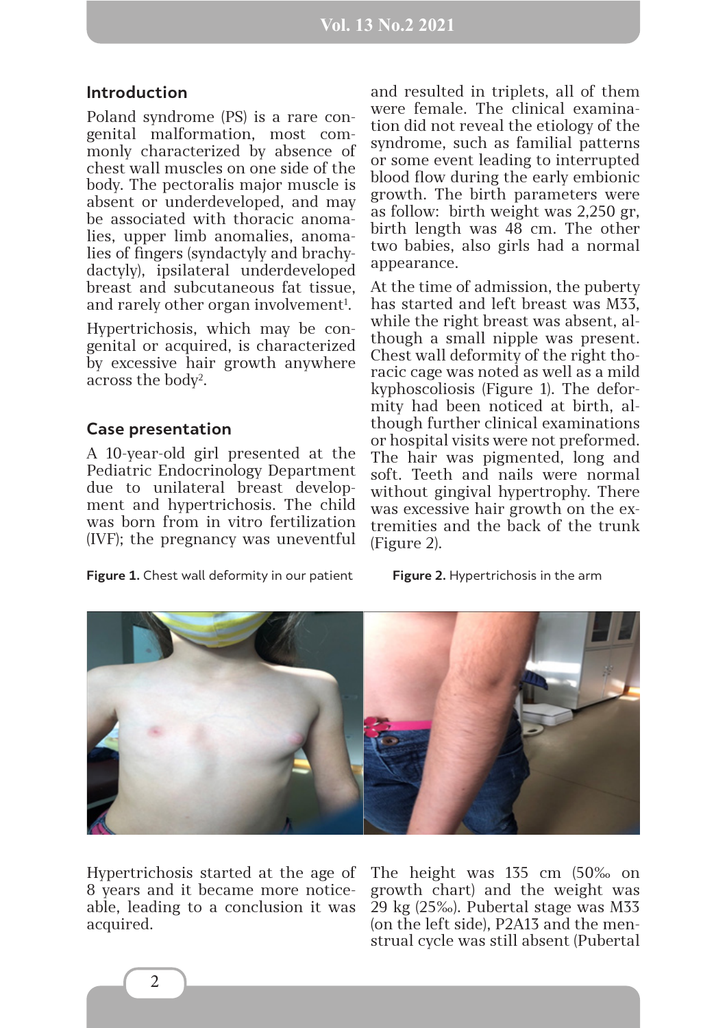## Introduction

Poland syndrome (PS) is a rare congenital malformation, most commonly characterized by absence of chest wall muscles on one side of the body. The pectoralis major muscle is absent or underdeveloped, and may be associated with thoracic anomalies, upper limb anomalies, anomalies of fingers (syndactyly and brachydactyly), ipsilateral underdeveloped breast and subcutaneous fat tissue, and rarely other organ involvement[1].

Hypertrichosis, which may be congenital or acquired, is characterized by excessive hair growth anywhere across the body[2].

## Case presentation

A 10-year-old girl presented at the Pediatric Endocrinology Department due to unilateral breast development and hypertrichosis. The child was born from in vitro fertilization (IVF); the pregnancy was uneventful and resulted in triplets, all of them were female. The clinical examination did not reveal the etiology of the syndrome, such as familial patterns or some event leading to interrupted blood flow during the early embionic growth. The birth parameters were as follow: birth weight was 2,250 gr, birth length was 48 cm. The other two babies, also girls had a normal appearance.

At the time of admission, the puberty has started and left breast was M33, while the right breast was absent, although a small nipple was present. Chest wall deformity of the right thoracic cage was noted as well as a mild kyphoscoliosis (Figure 1). The deformity had been noticed at birth, although further clinical examinations or hospital visits were not preformed. The hair was pigmented, long and soft. Teeth and nails were normal without gingival hypertrophy. There was excessive hair growth on the extremities and the back of the trunk (Figure 2).

**Figure 1.** Chest wall deformity in our patient

**Figure 2.** Hypertrichosis in the arm

Hypertrichosis started at the age of 8 years and it became more noticeable, leading to a conclusion it was acquired.

The height was 135 cm (50‰ on growth chart) and the weight was 29 kg (25‰). Pubertal stage was M33 (on the left side), P2A13 and the menstrual cycle was still absent (Pubertal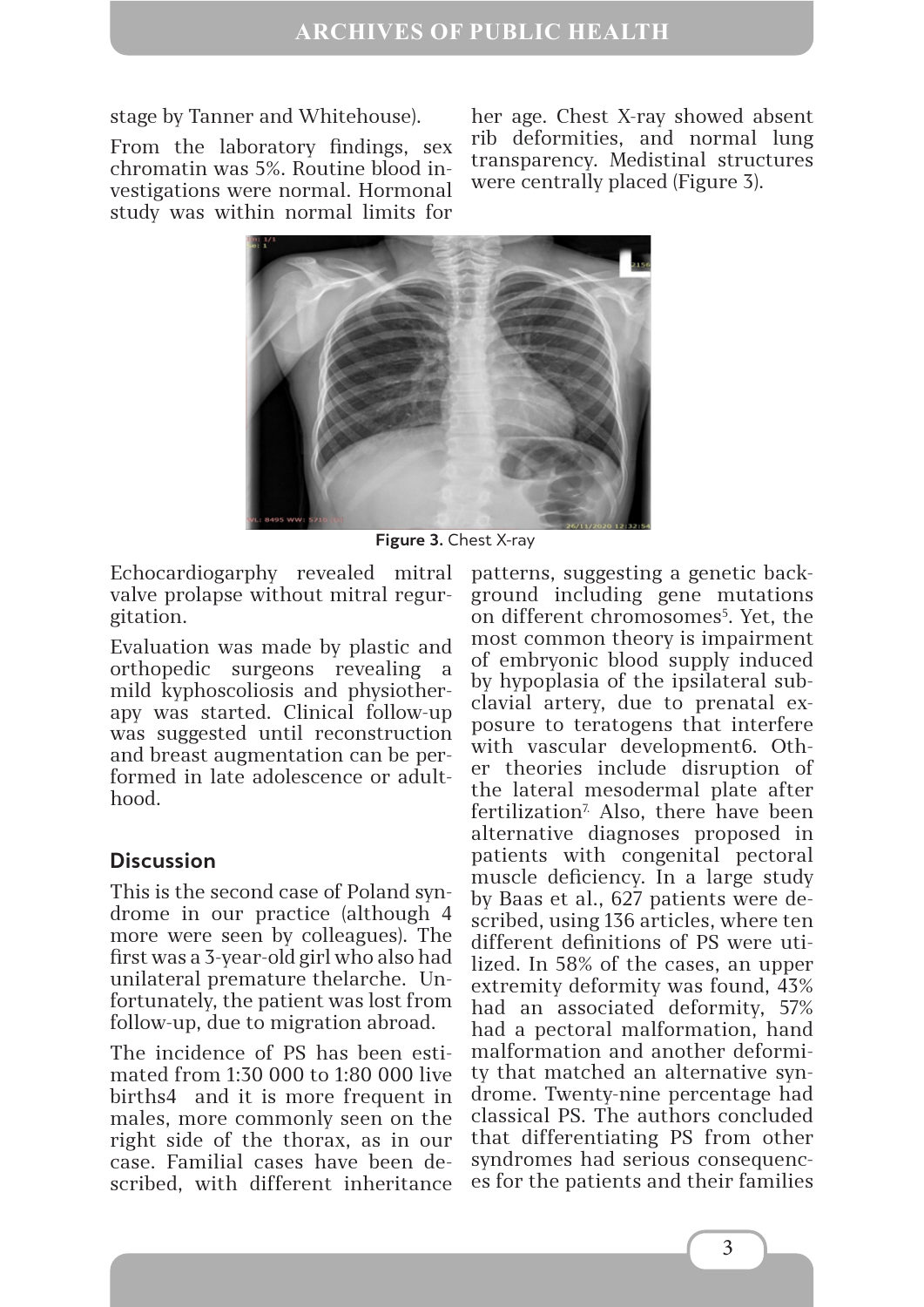stage by Tanner and Whitehouse).

From the laboratory findings, sex chromatin was 5%. Routine blood investigations were normal. Hormonal study was within normal limits for her age. Chest X-ray showed absent rib deformities, and normal lung transparency. Medistinal structures were centrally placed (Figure 3).

**Figure 3.** Chest X-ray

Echocardiogarphy revealed mitral valve prolapse without mitral regurgitation.

Evaluation was made by plastic and orthopedic surgeons revealing a mild kyphoscoliosis and physiotherapy was started. Clinical follow-up was suggested until reconstruction and breast augmentation can be performed in late adolescence or adulthood.

## Discussion

This is the second case of Poland syndrome in our practice (although 4 more were seen by colleagues). The first was a 3-year-old girl who also had unilateral premature thelarche. Unfortunately, the patient was lost from follow-up, due to migration abroad.

The incidence of PS has been estimated from 1:30 000 to 1:80 000 live births4 and it is more frequent in males, more commonly seen on the right side of the thorax, as in our case. Familial cases have been described, with different inheritance patterns, suggesting a genetic background including gene mutations on different chromosomes[5]. Yet, the most common theory is impairment of embryonic blood supply induced by hypoplasia of the ipsilateral subclavial artery, due to prenatal exposure to teratogens that interfere with vascular development6. Other theories include disruption of the lateral mesodermal plate after fertilization[7.] Also, there have been alternative diagnoses proposed in patients with congenital pectoral muscle deficiency. In a large study by Baas et al., 627 patients were described, using 136 articles, where ten different definitions of PS were utilized. In 58% of the cases, an upper extremity deformity was found, 43% had an associated deformity, 57% had a pectoral malformation, hand malformation and another deformity that matched an alternative syndrome. Twenty-nine percentage had classical PS. The authors concluded that differentiating PS from other syndromes had serious consequences for the patients and their families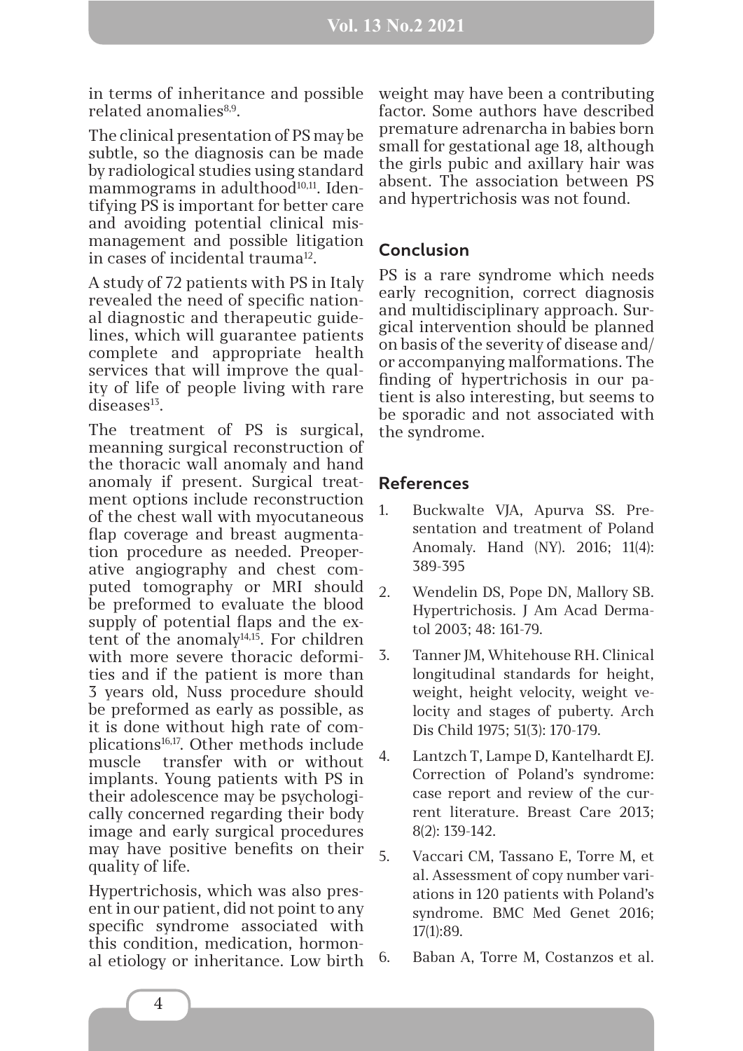in terms of inheritance and possible related anomalies[8,9].

The clinical presentation of PS may be subtle, so the diagnosis can be made by radiological studies using standard mammograms in adulthood[10,11]. Identifying PS is important for better care and avoiding potential clinical mismanagement and possible litigation in cases of incidental trauma[12].

A study of 72 patients with PS in Italy revealed the need of specific national diagnostic and therapeutic guidelines, which will guarantee patients complete and appropriate health services that will improve the quality of life of people living with rare diseases[13].

The treatment of PS is surgical, meanning surgical reconstruction of the thoracic wall anomaly and hand anomaly if present. Surgical treatment options include reconstruction of the chest wall with myocutaneous flap coverage and breast augmentation procedure as needed. Preoperative angiography and chest computed tomography or MRI should be preformed to evaluate the blood supply of potential flaps and the extent of the anomaly[14,15]. For children with more severe thoracic deformities and if the patient is more than 3 years old, Nuss procedure should be preformed as early as possible, as it is done without high rate of complications[16,17]. Other methods include muscle transfer with or without implants. Young patients with PS in their adolescence may be psychologically concerned regarding their body image and early surgical procedures may have positive benefits on their quality of life.

Hypertrichosis, which was also present in our patient, did not point to any specific syndrome associated with this condition, medication, hormonal etiology or inheritance. Low birth weight may have been a contributing factor. Some authors have described premature adrenarcha in babies born small for gestational age 18, although the girls pubic and axillary hair was absent. The association between PS and hypertrichosis was not found.

## Conclusion

PS is a rare syndrome which needs early recognition, correct diagnosis and multidisciplinary approach. Surgical intervention should be planned on basis of the severity of disease and/or accompanying malformations. The finding of hypertrichosis in our patient is also interesting, but seems to be sporadic and not associated with the syndrome.

## References

1. Buckwalte VJA, Apurva SS. Presentation and treatment of Poland Anomaly. Hand (NY). 2016; 11(4): 389-395
2. Wendelin DS, Pope DN, Mallory SB. Hypertrichosis. J Am Acad Dermatol 2003; 48: 161-79.
3. Tanner JM, Whitehouse RH. Clinical longitudinal standards for height, weight, height velocity, weight velocity and stages of puberty. Arch Dis Child 1975; 51(3): 170-179.
4. Lantzch T, Lampe D, Kantelhardt EJ. Correction of Poland's syndrome: case report and review of the current literature. Breast Care 2013; 8(2): 139-142.
5. Vaccari CM, Tassano E, Torre M, et al. Assessment of copy number variations in 120 patients with Poland's syndrome. BMC Med Genet 2016; 17(1):89.
6. Baban A, Torre M, Costanzos et al.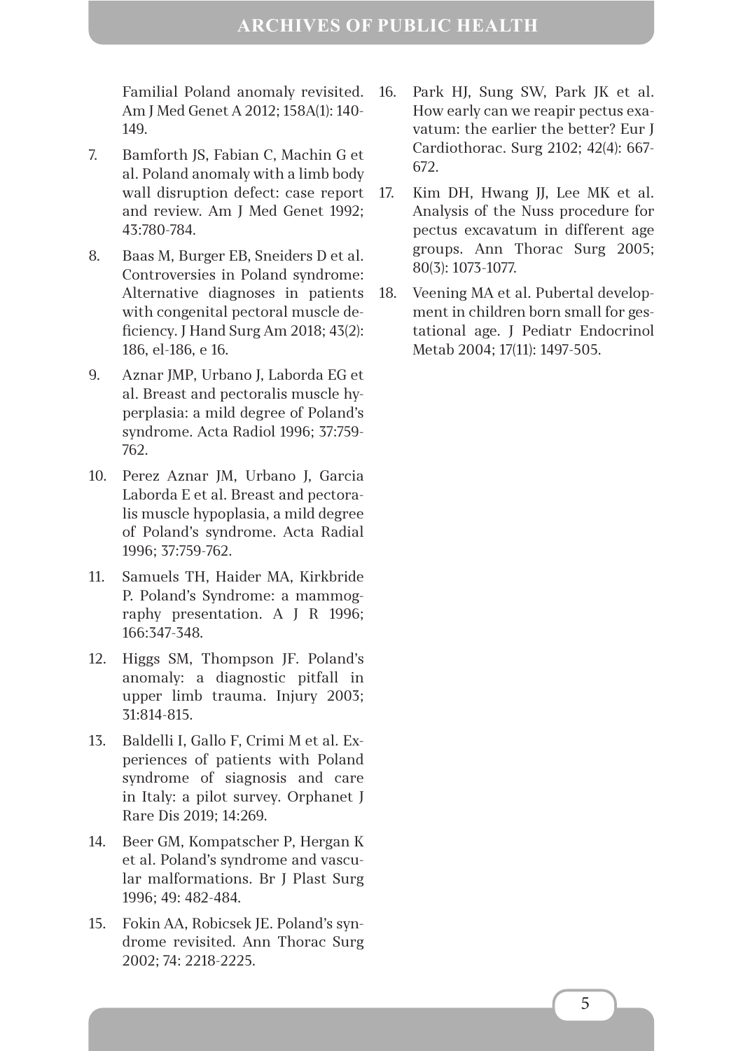Familial Poland anomaly revisited. Am J Med Genet A 2012; 158A(1): 140-149.

7. Bamforth JS, Fabian C, Machin G et al. Poland anomaly with a limb body wall disruption defect: case report and review. Am J Med Genet 1992; 43:780-784.
8. Baas M, Burger EB, Sneiders D et al. Controversies in Poland syndrome: Alternative diagnoses in patients with congenital pectoral muscle deficiency. J Hand Surg Am 2018; 43(2): 186, el-186, e 16.
9. Aznar JMP, Urbano J, Laborda EG et al. Breast and pectoralis muscle hyperplasia: a mild degree of Poland's syndrome. Acta Radiol 1996; 37:759-762.
10. Perez Aznar JM, Urbano J, Garcia Laborda E et al. Breast and pectoralis muscle hypoplasia, a mild degree of Poland's syndrome. Acta Radial 1996; 37:759-762.
11. Samuels TH, Haider MA, Kirkbride P. Poland's Syndrome: a mammography presentation. A J R 1996; 166:347-348.
12. Higgs SM, Thompson JF. Poland's anomaly: a diagnostic pitfall in upper limb trauma. Injury 2003; 31:814-815.
13. Baldelli I, Gallo F, Crimi M et al. Experiences of patients with Poland syndrome of siagnosis and care in Italy: a pilot survey. Orphanet J Rare Dis 2019; 14:269.
14. Beer GM, Kompatscher P, Hergan K et al. Poland's syndrome and vascular malformations. Br J Plast Surg 1996; 49: 482-484.
15. Fokin AA, Robicsek JE. Poland's syndrome revisited. Ann Thorac Surg 2002; 74: 2218-2225.
16. Park HJ, Sung SW, Park JK et al. How early can we reapir pectus exavatum: the earlier the better? Eur J Cardiothorac. Surg 2102; 42(4): 667-672.
17. Kim DH, Hwang JJ, Lee MK et al. Analysis of the Nuss procedure for pectus excavatum in different age groups. Ann Thorac Surg 2005; 80(3): 1073-1077.
18. Veening MA et al. Pubertal development in children born small for gestational age. J Pediatr Endocrinol Metab 2004; 17(11): 1497-505.